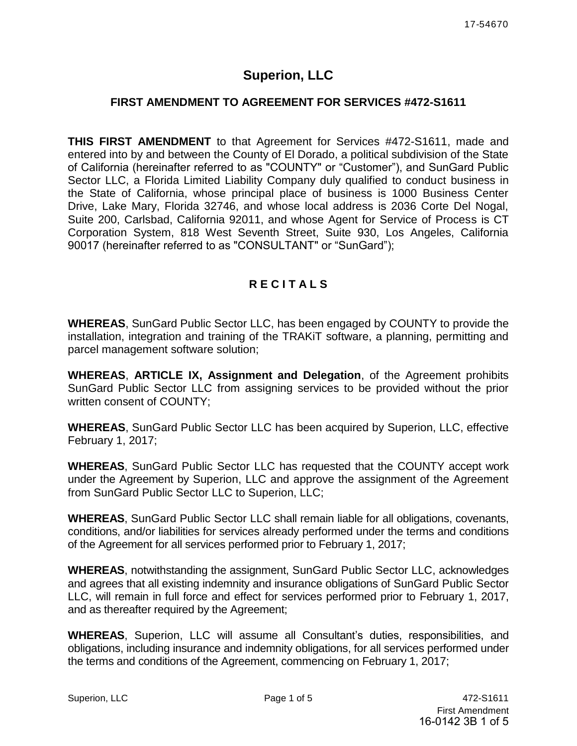# Superion, LLC

## FIRST AMENDMENT TO AGREEMENT FOR SERVICES #472-S1611

**THIS FIRST AMENDMENT** to that Agreement for Services #472-S1611, made and entered into by and between the County of El Dorado, a political subdivision of the State of California (hereinafter referred to as "COUNTY" or "Customer"), and SunGard Public Sector LLC, a Florida Limited Liability Company duly qualified to conduct business in the State of California, whose principal place of business is 1000 Business Center Drive, Lake Mary, Florida 32746, and whose local address is 2036 Corte Del Nogal, Suite 200, Carlsbad, California 92011, and whose Agent for Service of Process is CT Corporation System, 818 West Seventh Street, Suite 930, Los Angeles, California 90017 (hereinafter referred to as "CONSULTANT" or "SunGard");

## R E C I T A L S

**WHEREAS**, SunGard Public Sector LLC, has been engaged by COUNTY to provide the installation, integration and training of the TRAKiT software, a planning, permitting and parcel management software solution;

**WHEREAS**, **ARTICLE IX, Assignment and Delegation**, of the Agreement prohibits SunGard Public Sector LLC from assigning services to be provided without the prior written consent of COUNTY;

**WHEREAS**, SunGard Public Sector LLC has been acquired by Superion, LLC, effective February 1, 2017;

**WHEREAS**, SunGard Public Sector LLC has requested that the COUNTY accept work under the Agreement by Superion, LLC and approve the assignment of the Agreement from SunGard Public Sector LLC to Superion, LLC;

**WHEREAS**, SunGard Public Sector LLC shall remain liable for all obligations, covenants, conditions, and/or liabilities for services already performed under the terms and conditions of the Agreement for all services performed prior to February 1, 2017;

**WHEREAS**, notwithstanding the assignment, SunGard Public Sector LLC, acknowledges and agrees that all existing indemnity and insurance obligations of SunGard Public Sector LLC, will remain in full force and effect for services performed prior to February 1, 2017, and as thereafter required by the Agreement;

**WHEREAS**, Superion, LLC will assume all Consultant's duties, responsibilities, and obligations, including insurance and indemnity obligations, for all services performed under the terms and conditions of the Agreement, commencing on February 1, 2017;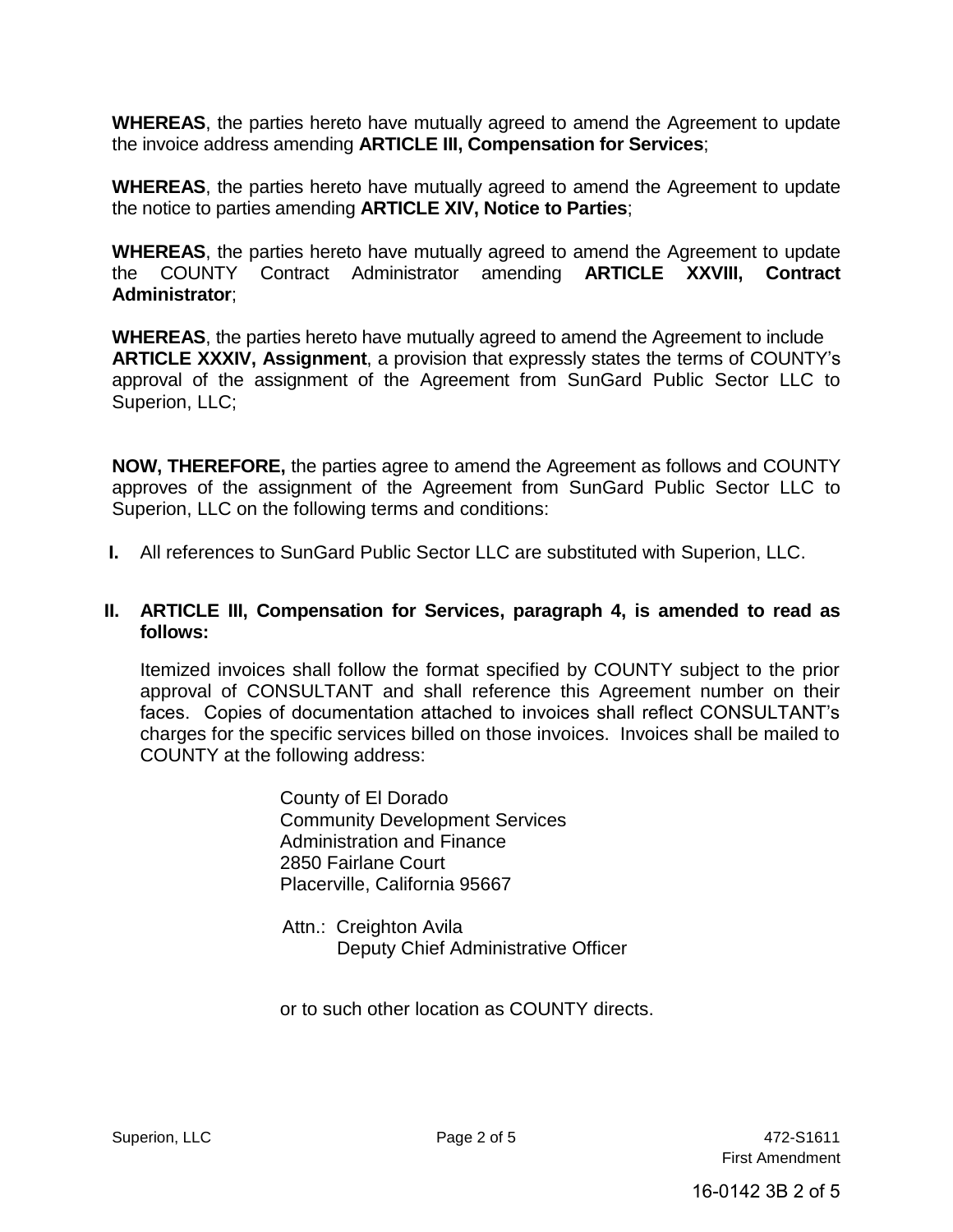**WHEREAS**, the parties hereto have mutually agreed to amend the Agreement to update the invoice address amending **ARTICLE III, Compensation for Services**;

**WHEREAS**, the parties hereto have mutually agreed to amend the Agreement to update the notice to parties amending **ARTICLE XIV, Notice to Parties**;

**WHEREAS**, the parties hereto have mutually agreed to amend the Agreement to update the COUNTY Contract Administrator amending **ARTICLE XXVIII, Contract Administrator**;

**WHEREAS**, the parties hereto have mutually agreed to amend the Agreement to include **ARTICLE XXXIV, Assignment**, a provision that expressly states the terms of COUNTY's approval of the assignment of the Agreement from SunGard Public Sector LLC to Superion, LLC;

**NOW, THEREFORE,** the parties agree to amend the Agreement as follows and COUNTY approves of the assignment of the Agreement from SunGard Public Sector LLC to Superion, LLC on the following terms and conditions:

**I.** All references to SunGard Public Sector LLC are substituted with Superion, LLC.

**II. ARTICLE III, Compensation for Services, paragraph 4, is amended to read as follows:**

Itemized invoices shall follow the format specified by COUNTY subject to the prior approval of CONSULTANT and shall reference this Agreement number on their faces. Copies of documentation attached to invoices shall reflect CONSULTANT's charges for the specific services billed on those invoices. Invoices shall be mailed to COUNTY at the following address:

County of El Dorado
Community Development Services
Administration and Finance
2850 Fairlane Court
Placerville, California 95667

Attn.: Creighton Avila
Deputy Chief Administrative Officer

or to such other location as COUNTY directs.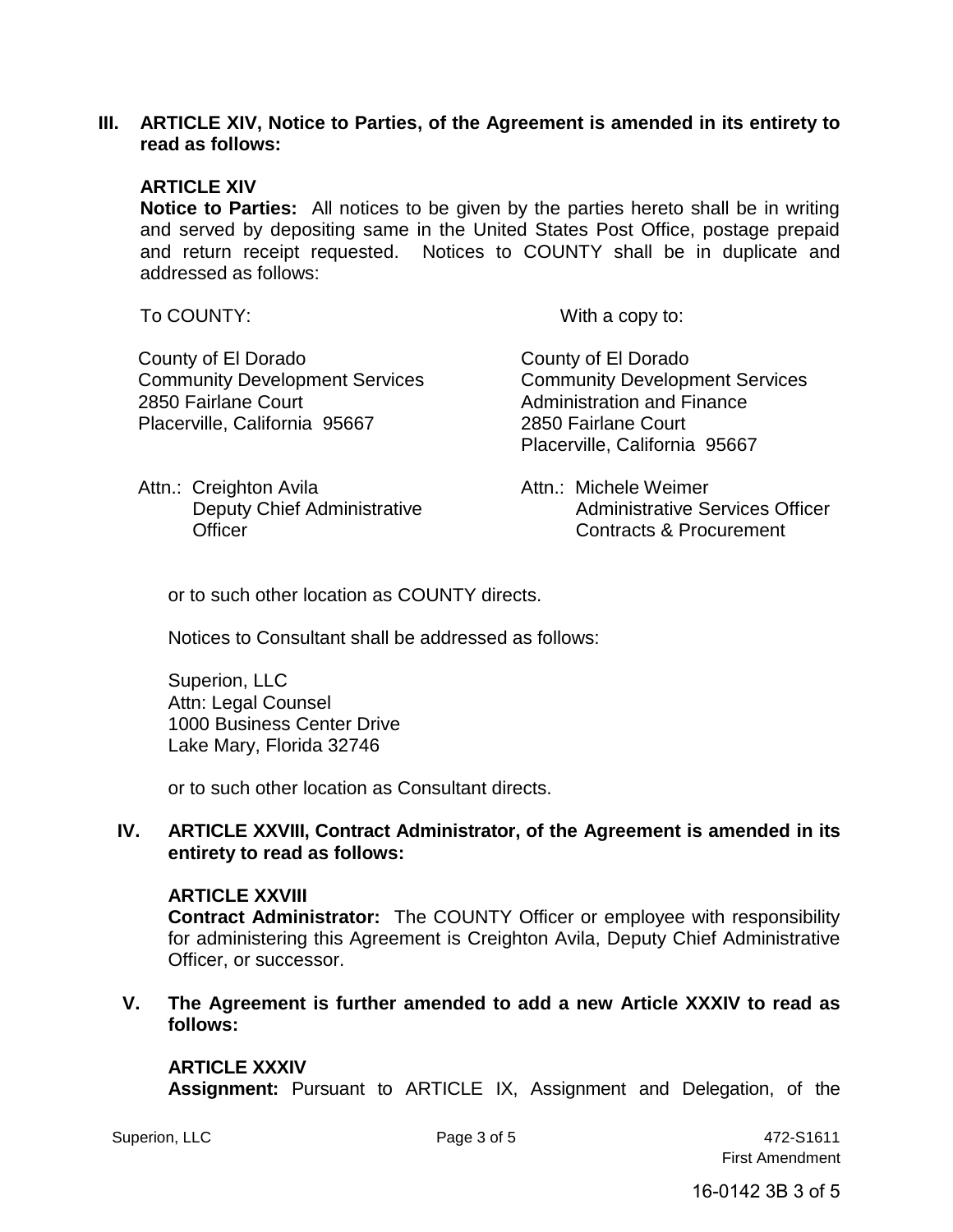**III. ARTICLE XIV, Notice to Parties, of the Agreement is amended in its entirety to read as follows:**

**ARTICLE XIV**

**Notice to Parties:** All notices to be given by the parties hereto shall be in writing and served by depositing same in the United States Post Office, postage prepaid and return receipt requested. Notices to COUNTY shall be in duplicate and addressed as follows:

| To COUNTY: | With a copy to: |
|---|---|
| County of El Dorado<br>Community Development Services<br>2850 Fairlane Court<br>Placerville, California 95667 | County of El Dorado<br>Community Development Services<br>Administration and Finance<br>2850 Fairlane Court<br>Placerville, California 95667 |
| Attn.: Creighton Avila<br>Deputy Chief Administrative Officer | Attn.: Michele Weimer<br>Administrative Services Officer<br>Contracts & Procurement |

or to such other location as COUNTY directs.

Notices to Consultant shall be addressed as follows:

Superion, LLC
Attn: Legal Counsel
1000 Business Center Drive
Lake Mary, Florida 32746

or to such other location as Consultant directs.

**IV. ARTICLE XXVIII, Contract Administrator, of the Agreement is amended in its entirety to read as follows:**

**ARTICLE XXVIII**

**Contract Administrator:** The COUNTY Officer or employee with responsibility for administering this Agreement is Creighton Avila, Deputy Chief Administrative Officer, or successor.

**V. The Agreement is further amended to add a new Article XXXIV to read as follows:**

**ARTICLE XXXIV**

**Assignment:** Pursuant to ARTICLE IX, Assignment and Delegation, of the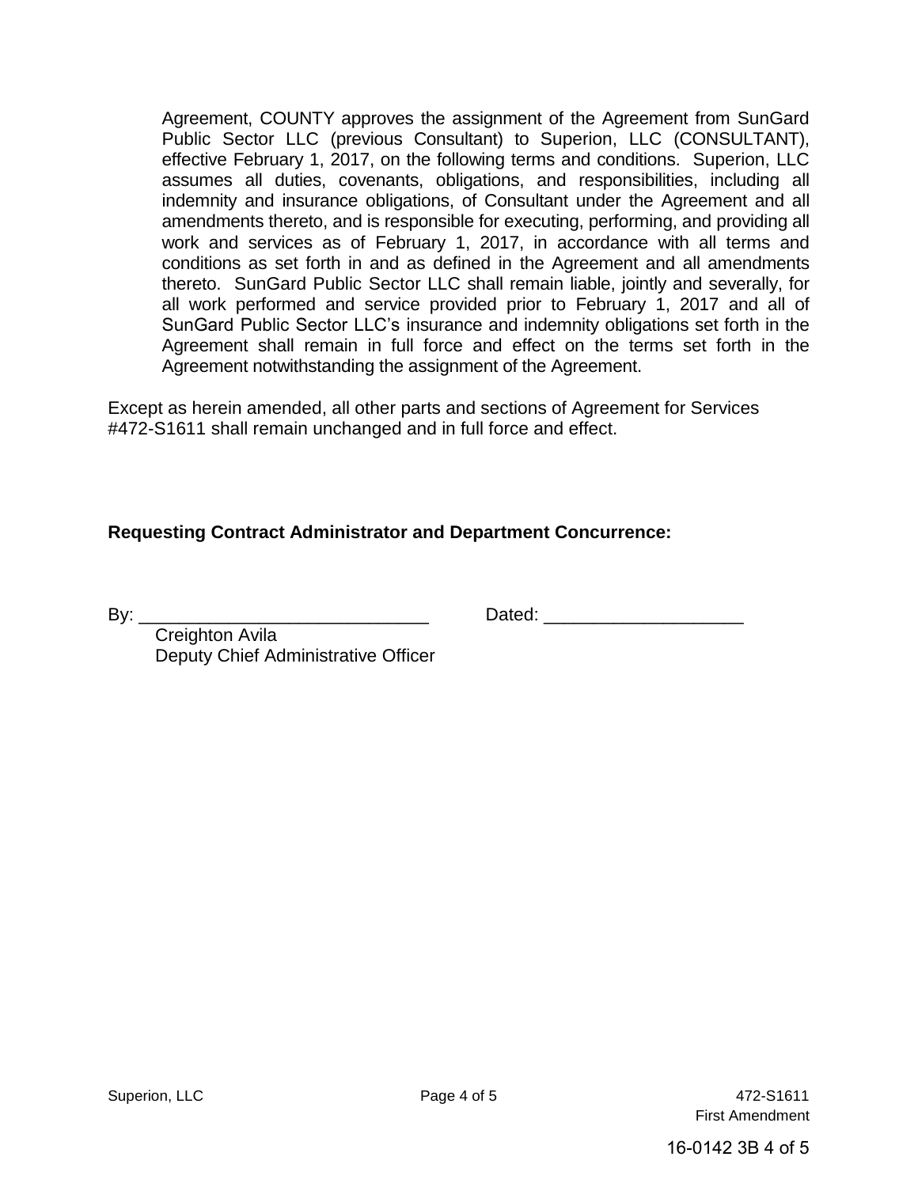Agreement, COUNTY approves the assignment of the Agreement from SunGard Public Sector LLC (previous Consultant) to Superion, LLC (CONSULTANT), effective February 1, 2017, on the following terms and conditions. Superion, LLC assumes all duties, covenants, obligations, and responsibilities, including all indemnity and insurance obligations, of Consultant under the Agreement and all amendments thereto, and is responsible for executing, performing, and providing all work and services as of February 1, 2017, in accordance with all terms and conditions as set forth in and as defined in the Agreement and all amendments thereto. SunGard Public Sector LLC shall remain liable, jointly and severally, for all work performed and service provided prior to February 1, 2017 and all of SunGard Public Sector LLC's insurance and indemnity obligations set forth in the Agreement shall remain in full force and effect on the terms set forth in the Agreement notwithstanding the assignment of the Agreement.

Except as herein amended, all other parts and sections of Agreement for Services #472-S1611 shall remain unchanged and in full force and effect.

**Requesting Contract Administrator and Department Concurrence:**

By: _____________________________ Dated: ____________________

Creighton Avila
Deputy Chief Administrative Officer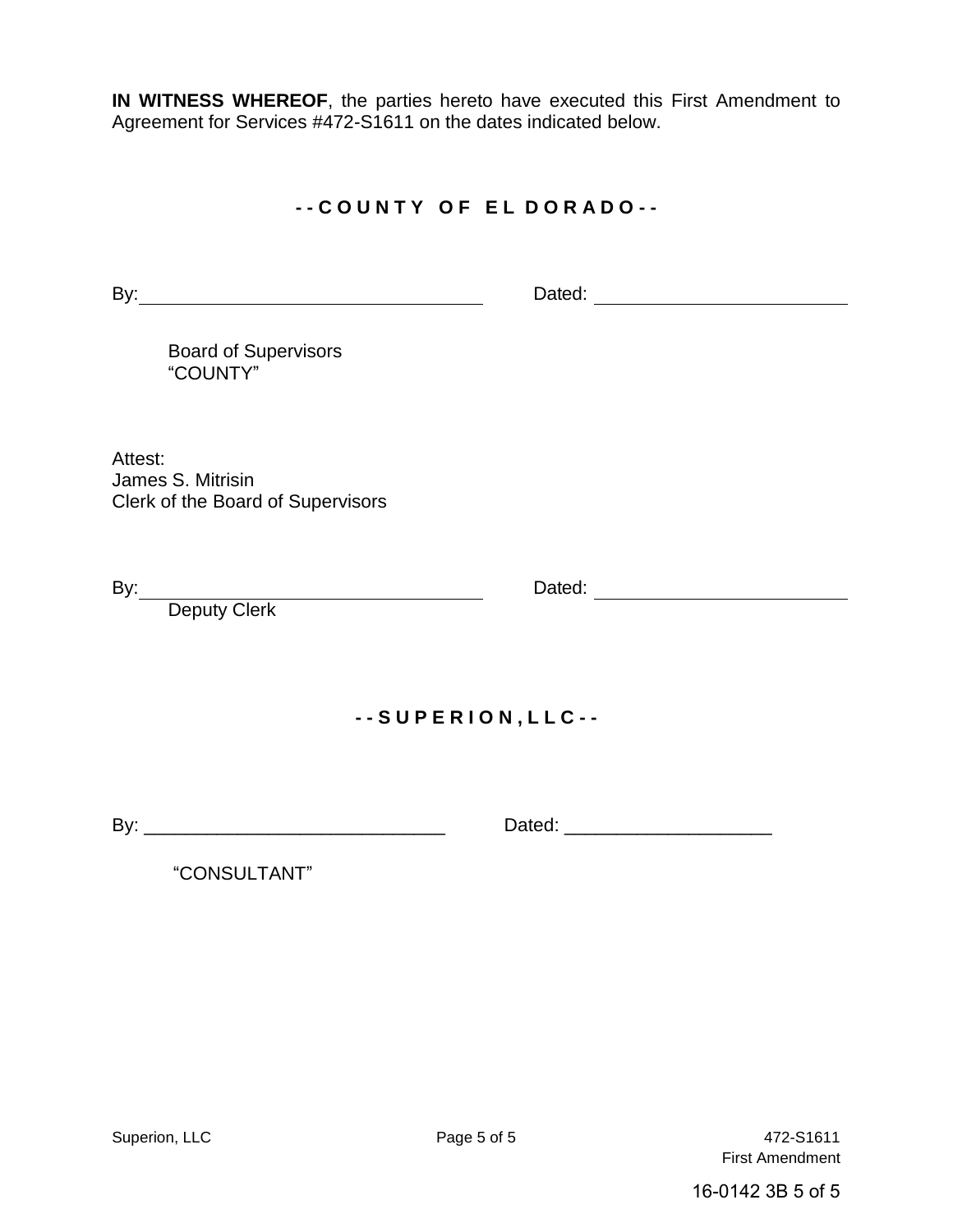**IN WITNESS WHEREOF**, the parties hereto have executed this First Amendment to Agreement for Services #472-S1611 on the dates indicated below.

**- - C O U N T Y  O F  E L  D O R A D O - -**

By: ______________________________ Dated: ______________________

Board of Supervisors
"COUNTY"

Attest:
James S. Mitrisin
Clerk of the Board of Supervisors

By: ______________________________ Dated: ______________________
Deputy Clerk

**- - S U P E R I O N , L L C - -**

By: ______________________________ Dated: ______________________

"CONSULTANT"